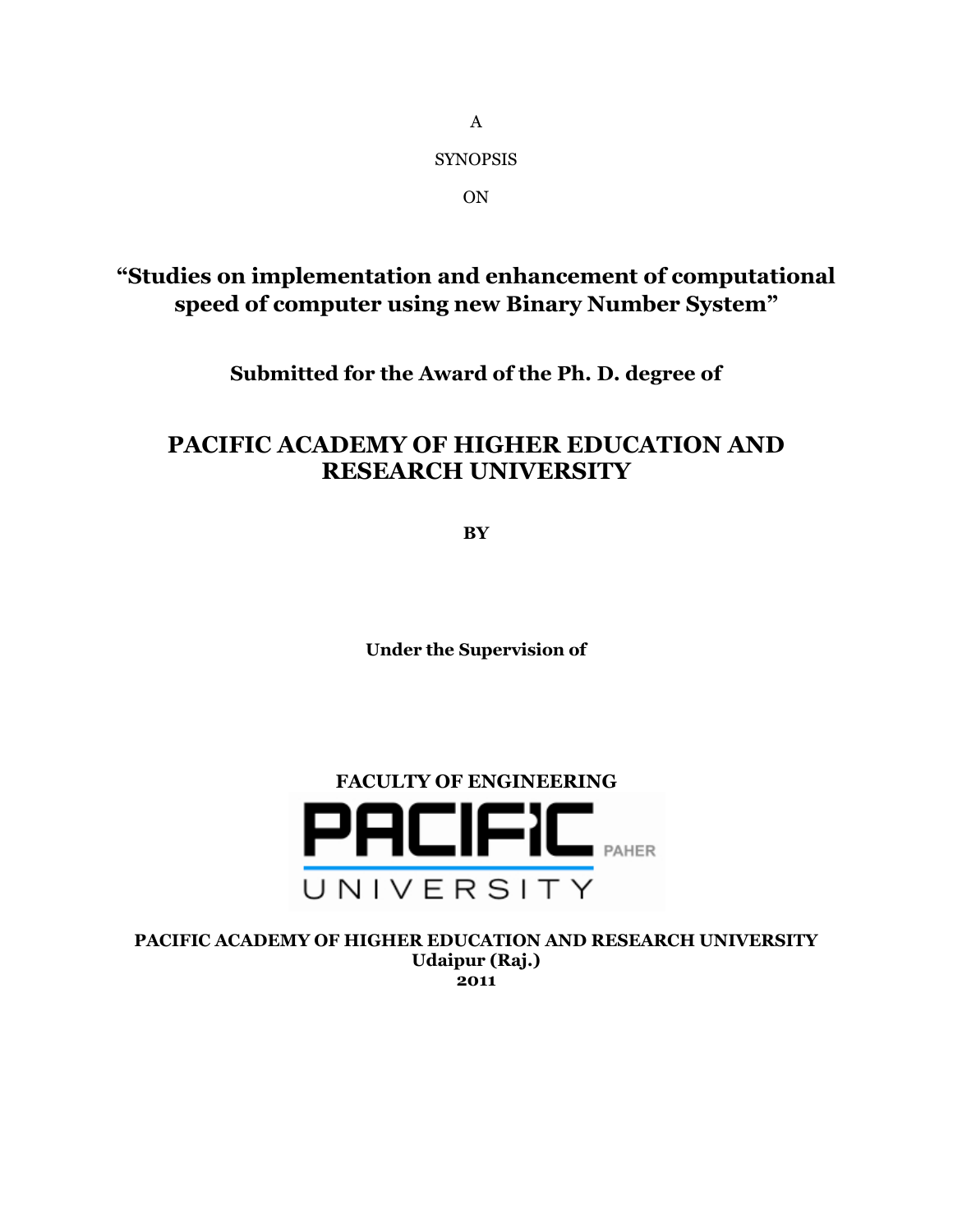A

SYNOPSIS

ON

# "Studies on implementation and enhancement of computational speed of computer using new Binary Number System"

**Submitted for the Award of the Ph. D. degree of**

## PACIFIC ACADEMY OF HIGHER EDUCATION AND RESEARCH UNIVERSITY

**BY**

**Under the Supervision of**

**FACULTY OF ENGINEERING**

PACIFIC PAHER UNIVERSITY

**PACIFIC ACADEMY OF HIGHER EDUCATION AND RESEARCH UNIVERSITY**
**Udaipur (Raj.)**
**2011**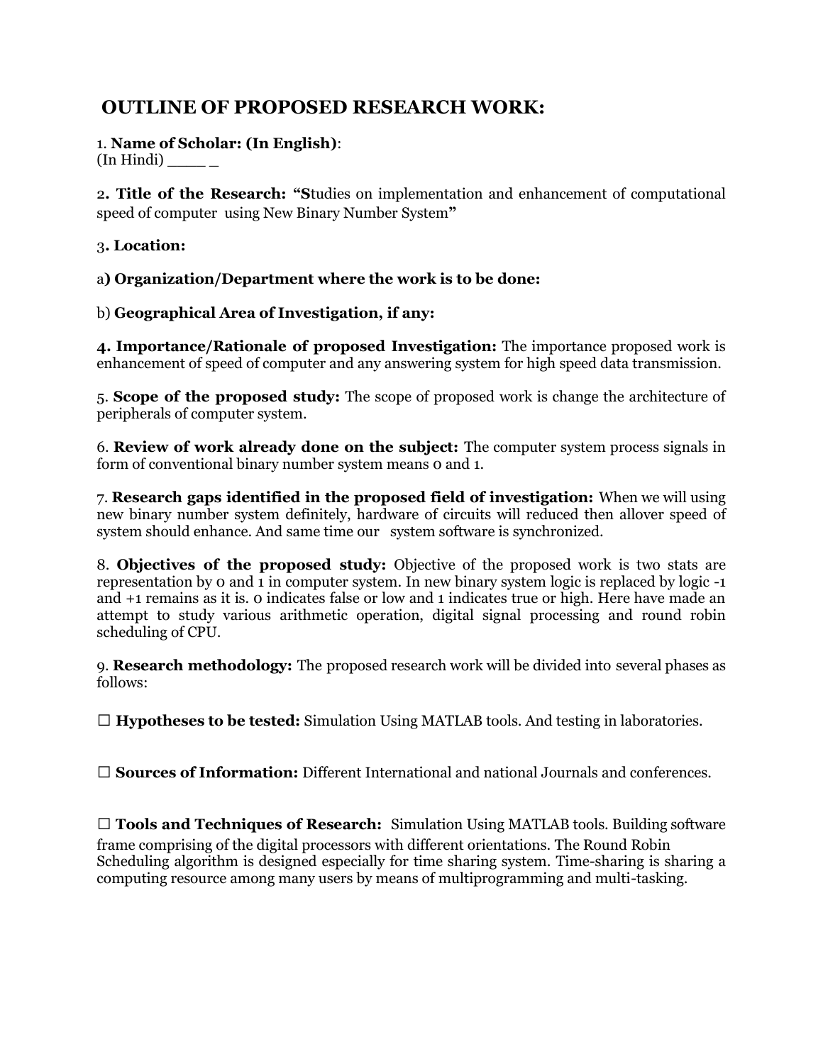# OUTLINE OF PROPOSED RESEARCH WORK:

1. **Name of Scholar: (In English)**:
(In Hindi) ____ _

2**. Title of the Research: "S**tudies on implementation and enhancement of computational speed of computer using New Binary Number System**"**

3**. Location:**

a**) Organization/Department where the work is to be done:**

b) **Geographical Area of Investigation, if any:**

**4. Importance/Rationale of proposed Investigation:** The importance proposed work is enhancement of speed of computer and any answering system for high speed data transmission.

5. **Scope of the proposed study:** The scope of proposed work is change the architecture of peripherals of computer system.

6. **Review of work already done on the subject:** The computer system process signals in form of conventional binary number system means 0 and 1.

7. **Research gaps identified in the proposed field of investigation:** When we will using new binary number system definitely, hardware of circuits will reduced then allover speed of system should enhance. And same time our system software is synchronized.

8. **Objectives of the proposed study:** Objective of the proposed work is two stats are representation by 0 and 1 in computer system. In new binary system logic is replaced by logic -1 and +1 remains as it is. 0 indicates false or low and 1 indicates true or high. Here have made an attempt to study various arithmetic operation, digital signal processing and round robin scheduling of CPU.

9. **Research methodology:** The proposed research work will be divided into several phases as follows:

☐ **Hypotheses to be tested:** Simulation Using MATLAB tools. And testing in laboratories.

☐ **Sources of Information:** Different International and national Journals and conferences.

☐ **Tools and Techniques of Research:** Simulation Using MATLAB tools. Building software frame comprising of the digital processors with different orientations. The Round Robin Scheduling algorithm is designed especially for time sharing system. Time-sharing is sharing a computing resource among many users by means of multiprogramming and multi-tasking.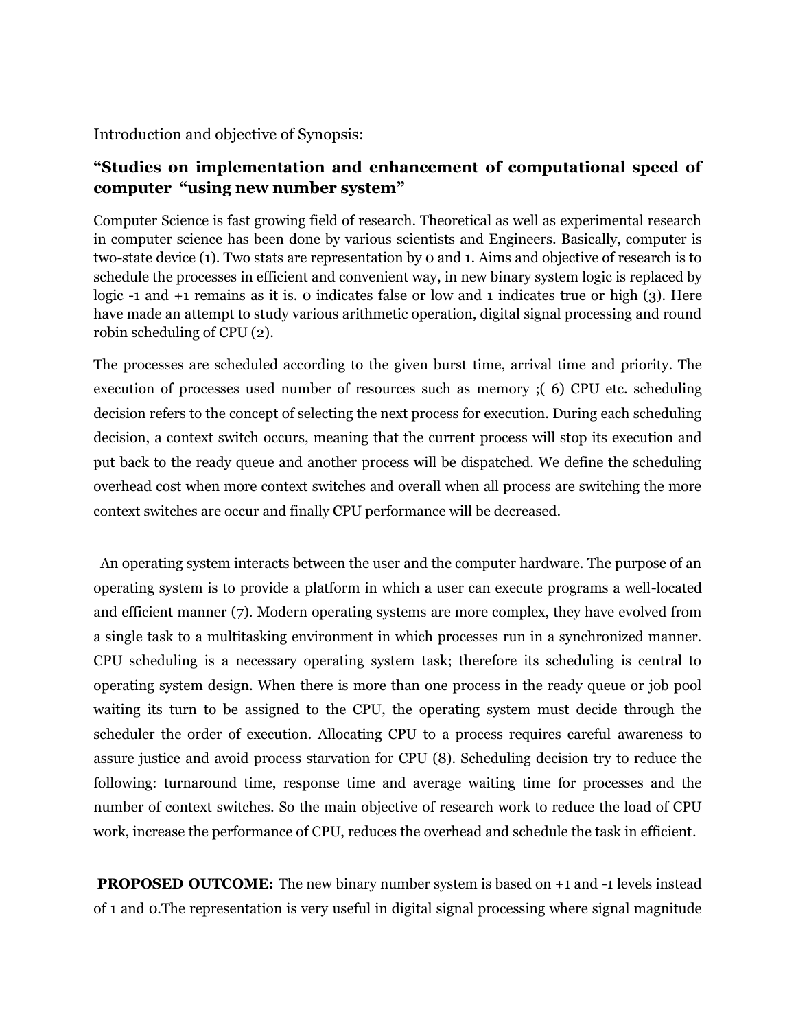Introduction and objective of Synopsis:

**“Studies on implementation and enhancement of computational speed of computer “using new number system”**

Computer Science is fast growing field of research. Theoretical as well as experimental research in computer science has been done by various scientists and Engineers. Basically, computer is two-state device (1). Two stats are representation by 0 and 1. Aims and objective of research is to schedule the processes in efficient and convenient way, in new binary system logic is replaced by logic -1 and +1 remains as it is. 0 indicates false or low and 1 indicates true or high (3). Here have made an attempt to study various arithmetic operation, digital signal processing and round robin scheduling of CPU (2).

The processes are scheduled according to the given burst time, arrival time and priority. The execution of processes used number of resources such as memory ;( 6) CPU etc. scheduling decision refers to the concept of selecting the next process for execution. During each scheduling decision, a context switch occurs, meaning that the current process will stop its execution and put back to the ready queue and another process will be dispatched. We define the scheduling overhead cost when more context switches and overall when all process are switching the more context switches are occur and finally CPU performance will be decreased.

An operating system interacts between the user and the computer hardware. The purpose of an operating system is to provide a platform in which a user can execute programs a well-located and efficient manner (7). Modern operating systems are more complex, they have evolved from a single task to a multitasking environment in which processes run in a synchronized manner. CPU scheduling is a necessary operating system task; therefore its scheduling is central to operating system design. When there is more than one process in the ready queue or job pool waiting its turn to be assigned to the CPU, the operating system must decide through the scheduler the order of execution. Allocating CPU to a process requires careful awareness to assure justice and avoid process starvation for CPU (8). Scheduling decision try to reduce the following: turnaround time, response time and average waiting time for processes and the number of context switches. So the main objective of research work to reduce the load of CPU work, increase the performance of CPU, reduces the overhead and schedule the task in efficient.

**PROPOSED OUTCOME:** The new binary number system is based on +1 and -1 levels instead of 1 and 0.The representation is very useful in digital signal processing where signal magnitude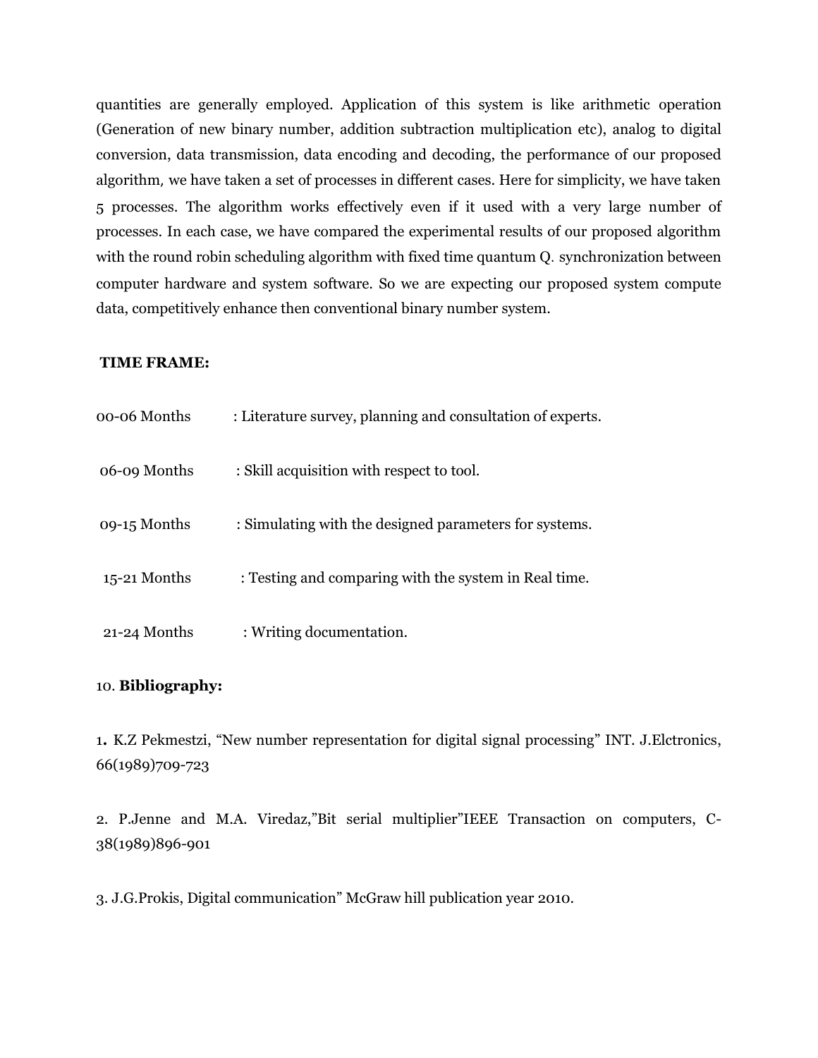quantities are generally employed. Application of this system is like arithmetic operation (Generation of new binary number, addition subtraction multiplication etc), analog to digital conversion, data transmission, data encoding and decoding, the performance of our proposed algorithm, we have taken a set of processes in different cases. Here for simplicity, we have taken 5 processes. The algorithm works effectively even if it used with a very large number of processes. In each case, we have compared the experimental results of our proposed algorithm with the round robin scheduling algorithm with fixed time quantum Q. synchronization between computer hardware and system software. So we are expecting our proposed system compute data, competitively enhance then conventional binary number system.

**TIME FRAME:**

00-06 Months : Literature survey, planning and consultation of experts.

06-09 Months : Skill acquisition with respect to tool.

09-15 Months : Simulating with the designed parameters for systems.

15-21 Months : Testing and comparing with the system in Real time.

21-24 Months : Writing documentation.

10. **Bibliography:**

1. K.Z Pekmestzi, "New number representation for digital signal processing" INT. J.Elctronics, 66(1989)709-723

2. P.Jenne and M.A. Viredaz,"Bit serial multiplier"IEEE Transaction on computers, C-38(1989)896-901

3. J.G.Prokis, Digital communication" McGraw hill publication year 2010.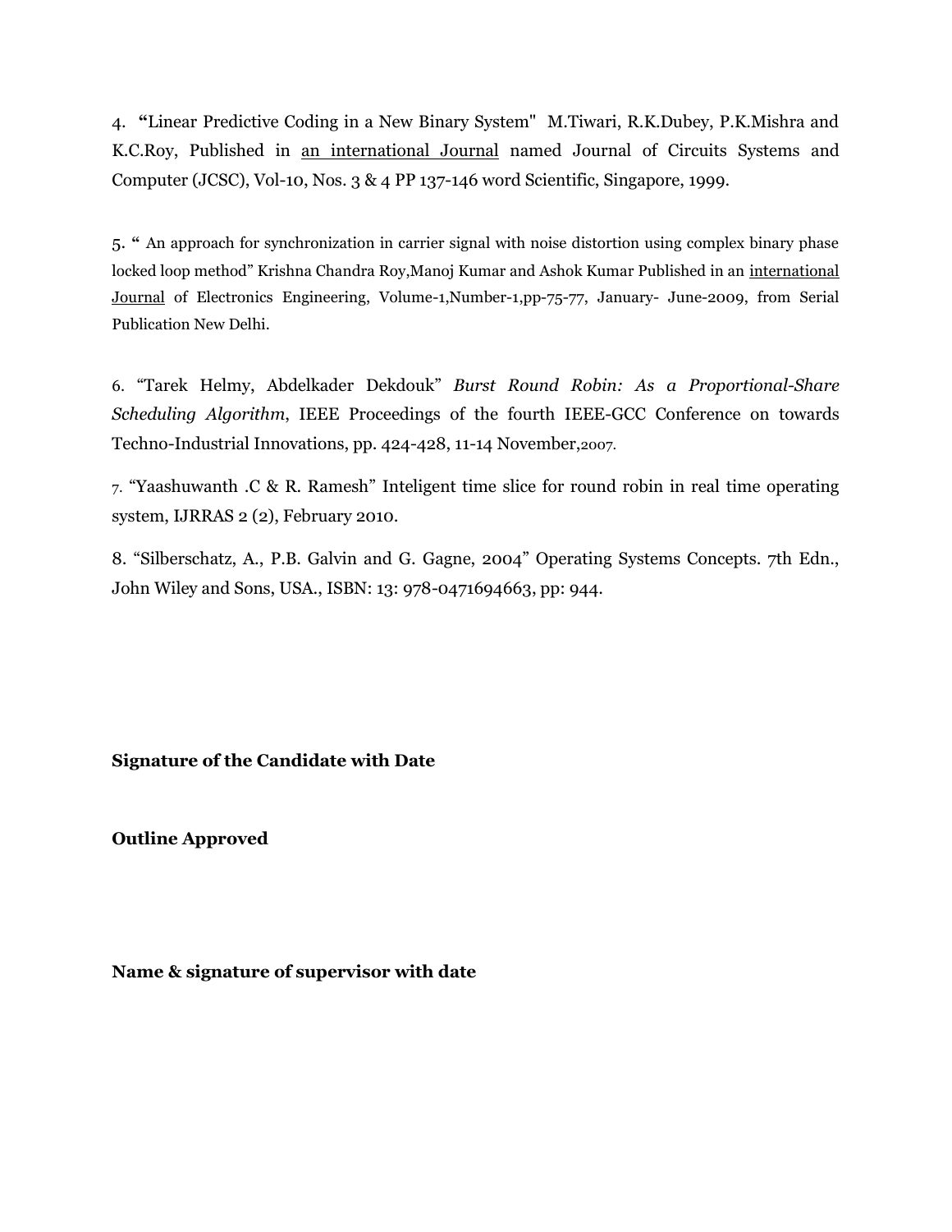4. **"**Linear Predictive Coding in a New Binary System" M.Tiwari, R.K.Dubey, P.K.Mishra and K.C.Roy, Published in an international Journal named Journal of Circuits Systems and Computer (JCSC), Vol-10, Nos. 3 & 4 PP 137-146 word Scientific, Singapore, 1999.

5. " An approach for synchronization in carrier signal with noise distortion using complex binary phase locked loop method" Krishna Chandra Roy,Manoj Kumar and Ashok Kumar Published in an international Journal of Electronics Engineering, Volume-1,Number-1,pp-75-77, January- June-2009, from Serial Publication New Delhi.

6. "Tarek Helmy, Abdelkader Dekdouk" *Burst Round Robin: As a Proportional-Share Scheduling Algorithm*, IEEE Proceedings of the fourth IEEE-GCC Conference on towards Techno-Industrial Innovations, pp. 424-428, 11-14 November,2007.

7. "Yaashuwanth .C & R. Ramesh" Inteligent time slice for round robin in real time operating system, IJRRAS 2 (2), February 2010.

8. "Silberschatz, A., P.B. Galvin and G. Gagne, 2004" Operating Systems Concepts. 7th Edn., John Wiley and Sons, USA., ISBN: 13: 978-0471694663, pp: 944.

**Signature of the Candidate with Date**

**Outline Approved**

**Name & signature of supervisor with date**